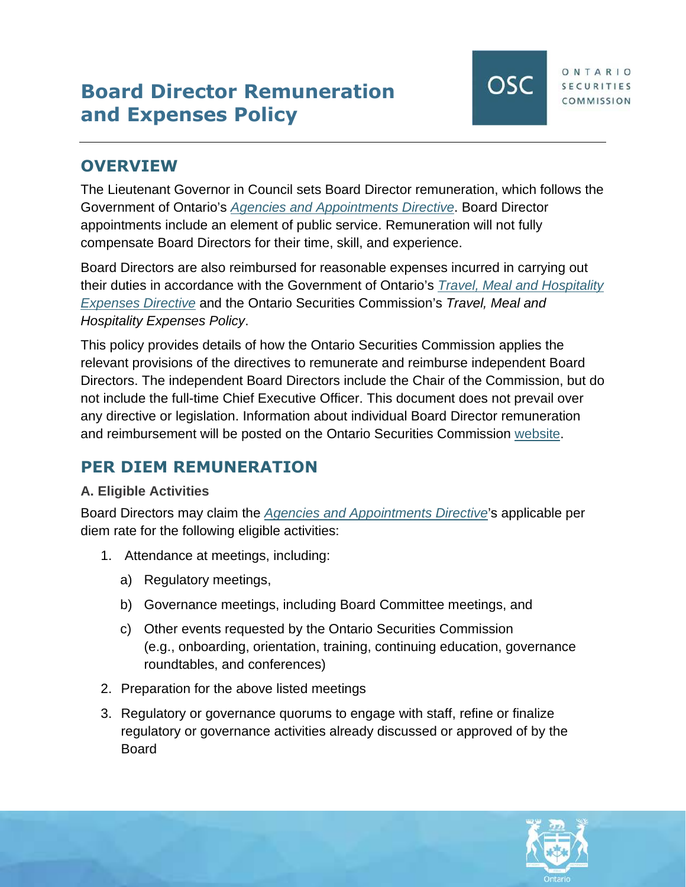# Board Director Remuneration and Expenses Policy

## OVERVIEW

The Lieutenant Governor in Council sets Board Director remuneration, which follows the Government of Ontario's *Agencies and Appointments Directive*. Board Director appointments include an element of public service. Remuneration will not fully compensate Board Directors for their time, skill, and experience.

Board Directors are also reimbursed for reasonable expenses incurred in carrying out their duties in accordance with the Government of Ontario's *Travel, Meal and Hospitality Expenses Directive* and the Ontario Securities Commission's *Travel, Meal and Hospitality Expenses Policy*.

This policy provides details of how the Ontario Securities Commission applies the relevant provisions of the directives to remunerate and reimburse independent Board Directors. The independent Board Directors include the Chair of the Commission, but do not include the full-time Chief Executive Officer. This document does not prevail over any directive or legislation. Information about individual Board Director remuneration and reimbursement will be posted on the Ontario Securities Commission website.

## PER DIEM REMUNERATION

### A. Eligible Activities

Board Directors may claim the *Agencies and Appointments Directive*'s applicable per diem rate for the following eligible activities:

1. Attendance at meetings, including:
   a) Regulatory meetings,
   b) Governance meetings, including Board Committee meetings, and
   c) Other events requested by the Ontario Securities Commission (e.g., onboarding, orientation, training, continuing education, governance roundtables, and conferences)
2. Preparation for the above listed meetings
3. Regulatory or governance quorums to engage with staff, refine or finalize regulatory or governance activities already discussed or approved of by the Board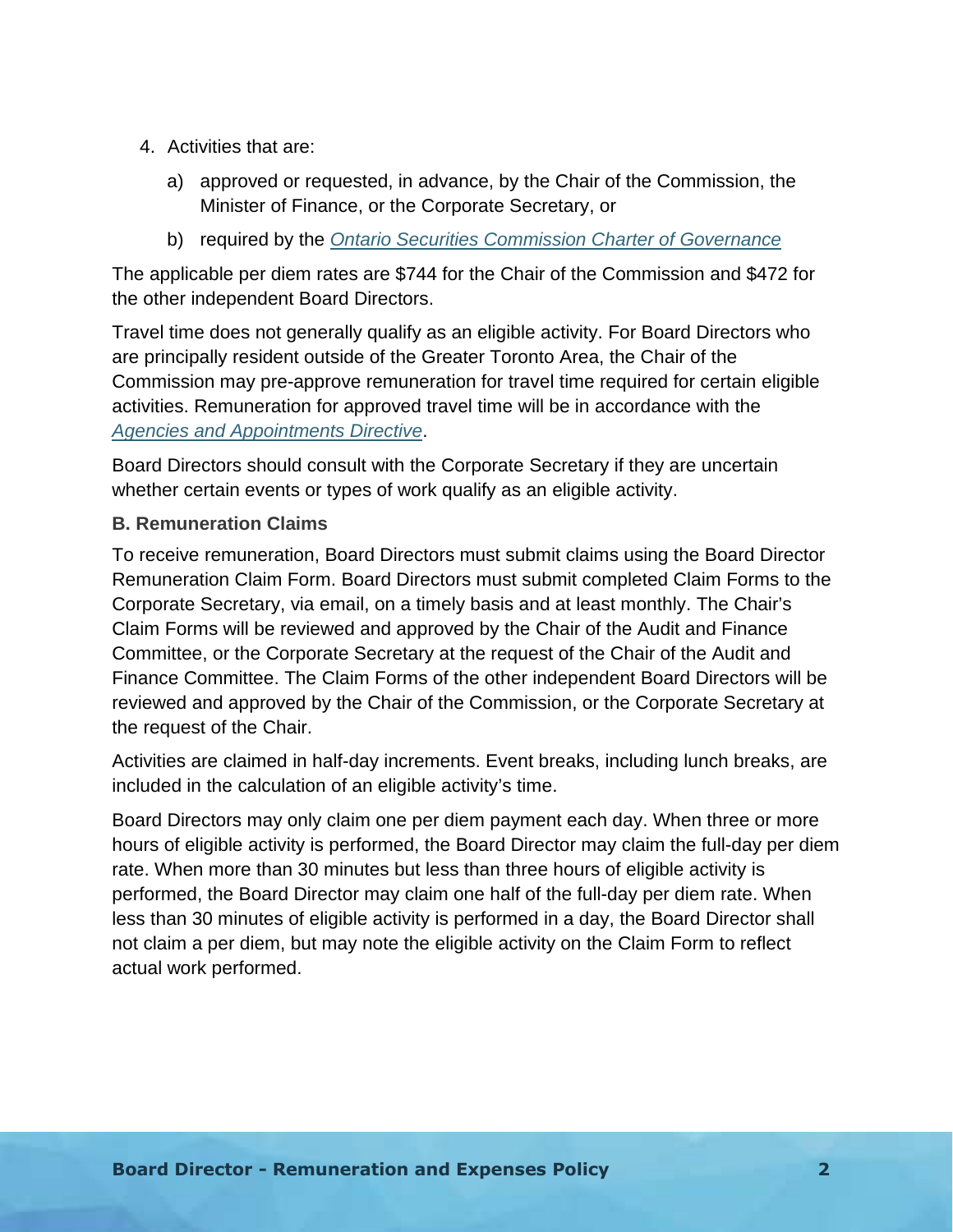4. Activities that are:

   a) approved or requested, in advance, by the Chair of the Commission, the Minister of Finance, or the Corporate Secretary, or

   b) required by the *Ontario Securities Commission Charter of Governance*

The applicable per diem rates are $744 for the Chair of the Commission and $472 for the other independent Board Directors.

Travel time does not generally qualify as an eligible activity. For Board Directors who are principally resident outside of the Greater Toronto Area, the Chair of the Commission may pre-approve remuneration for travel time required for certain eligible activities. Remuneration for approved travel time will be in accordance with the *Agencies and Appointments Directive*.

Board Directors should consult with the Corporate Secretary if they are uncertain whether certain events or types of work qualify as an eligible activity.

**B. Remuneration Claims**

To receive remuneration, Board Directors must submit claims using the Board Director Remuneration Claim Form. Board Directors must submit completed Claim Forms to the Corporate Secretary, via email, on a timely basis and at least monthly. The Chair's Claim Forms will be reviewed and approved by the Chair of the Audit and Finance Committee, or the Corporate Secretary at the request of the Chair of the Audit and Finance Committee. The Claim Forms of the other independent Board Directors will be reviewed and approved by the Chair of the Commission, or the Corporate Secretary at the request of the Chair.

Activities are claimed in half-day increments. Event breaks, including lunch breaks, are included in the calculation of an eligible activity's time.

Board Directors may only claim one per diem payment each day. When three or more hours of eligible activity is performed, the Board Director may claim the full-day per diem rate. When more than 30 minutes but less than three hours of eligible activity is performed, the Board Director may claim one half of the full-day per diem rate. When less than 30 minutes of eligible activity is performed in a day, the Board Director shall not claim a per diem, but may note the eligible activity on the Claim Form to reflect actual work performed.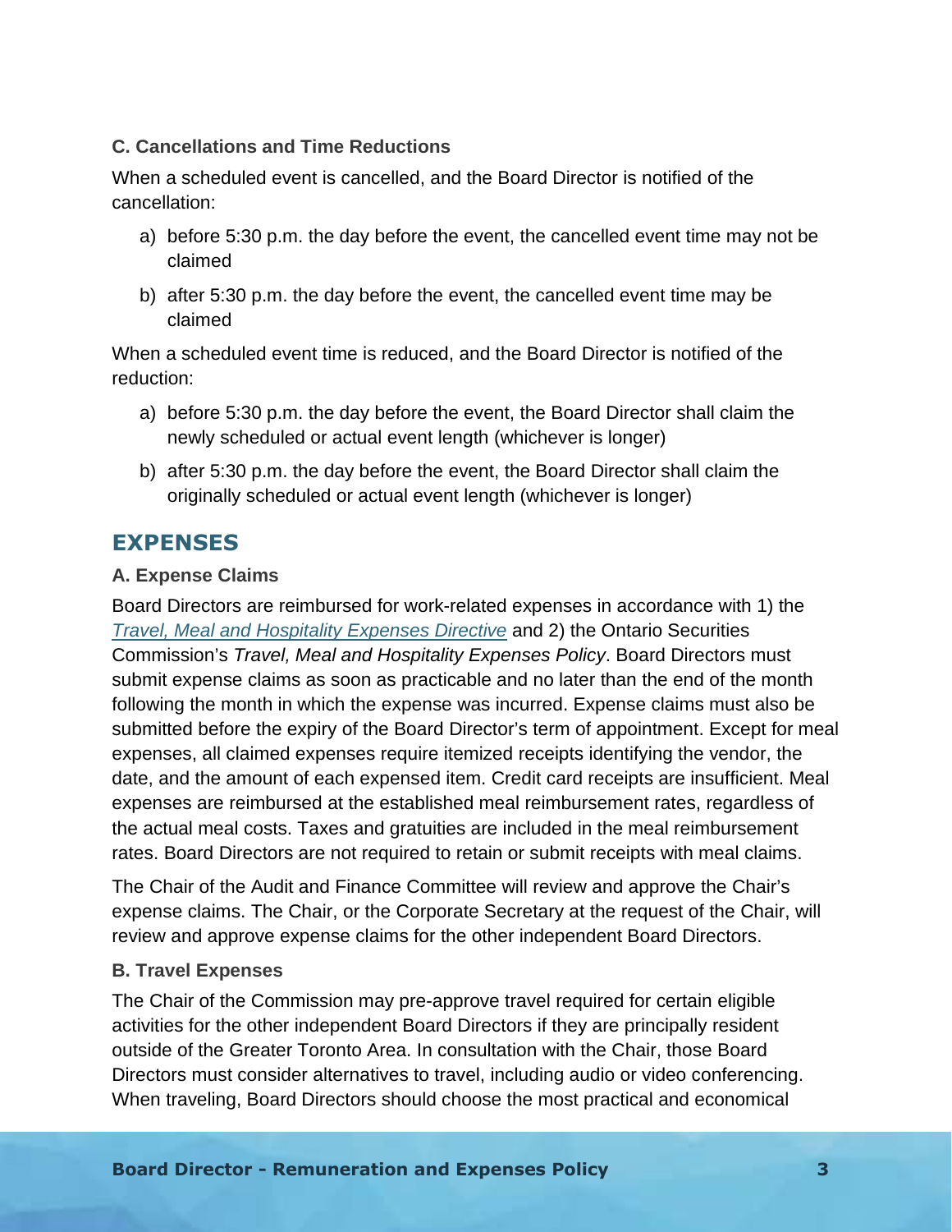### C. Cancellations and Time Reductions

When a scheduled event is cancelled, and the Board Director is notified of the cancellation:

a) before 5:30 p.m. the day before the event, the cancelled event time may not be claimed

b) after 5:30 p.m. the day before the event, the cancelled event time may be claimed

When a scheduled event time is reduced, and the Board Director is notified of the reduction:

a) before 5:30 p.m. the day before the event, the Board Director shall claim the newly scheduled or actual event length (whichever is longer)

b) after 5:30 p.m. the day before the event, the Board Director shall claim the originally scheduled or actual event length (whichever is longer)

## EXPENSES

### A. Expense Claims

Board Directors are reimbursed for work-related expenses in accordance with 1) the *Travel, Meal and Hospitality Expenses Directive* and 2) the Ontario Securities Commission's *Travel, Meal and Hospitality Expenses Policy*. Board Directors must submit expense claims as soon as practicable and no later than the end of the month following the month in which the expense was incurred. Expense claims must also be submitted before the expiry of the Board Director's term of appointment. Except for meal expenses, all claimed expenses require itemized receipts identifying the vendor, the date, and the amount of each expensed item. Credit card receipts are insufficient. Meal expenses are reimbursed at the established meal reimbursement rates, regardless of the actual meal costs. Taxes and gratuities are included in the meal reimbursement rates. Board Directors are not required to retain or submit receipts with meal claims.

The Chair of the Audit and Finance Committee will review and approve the Chair's expense claims. The Chair, or the Corporate Secretary at the request of the Chair, will review and approve expense claims for the other independent Board Directors.

### B. Travel Expenses

The Chair of the Commission may pre-approve travel required for certain eligible activities for the other independent Board Directors if they are principally resident outside of the Greater Toronto Area. In consultation with the Chair, those Board Directors must consider alternatives to travel, including audio or video conferencing. When traveling, Board Directors should choose the most practical and economical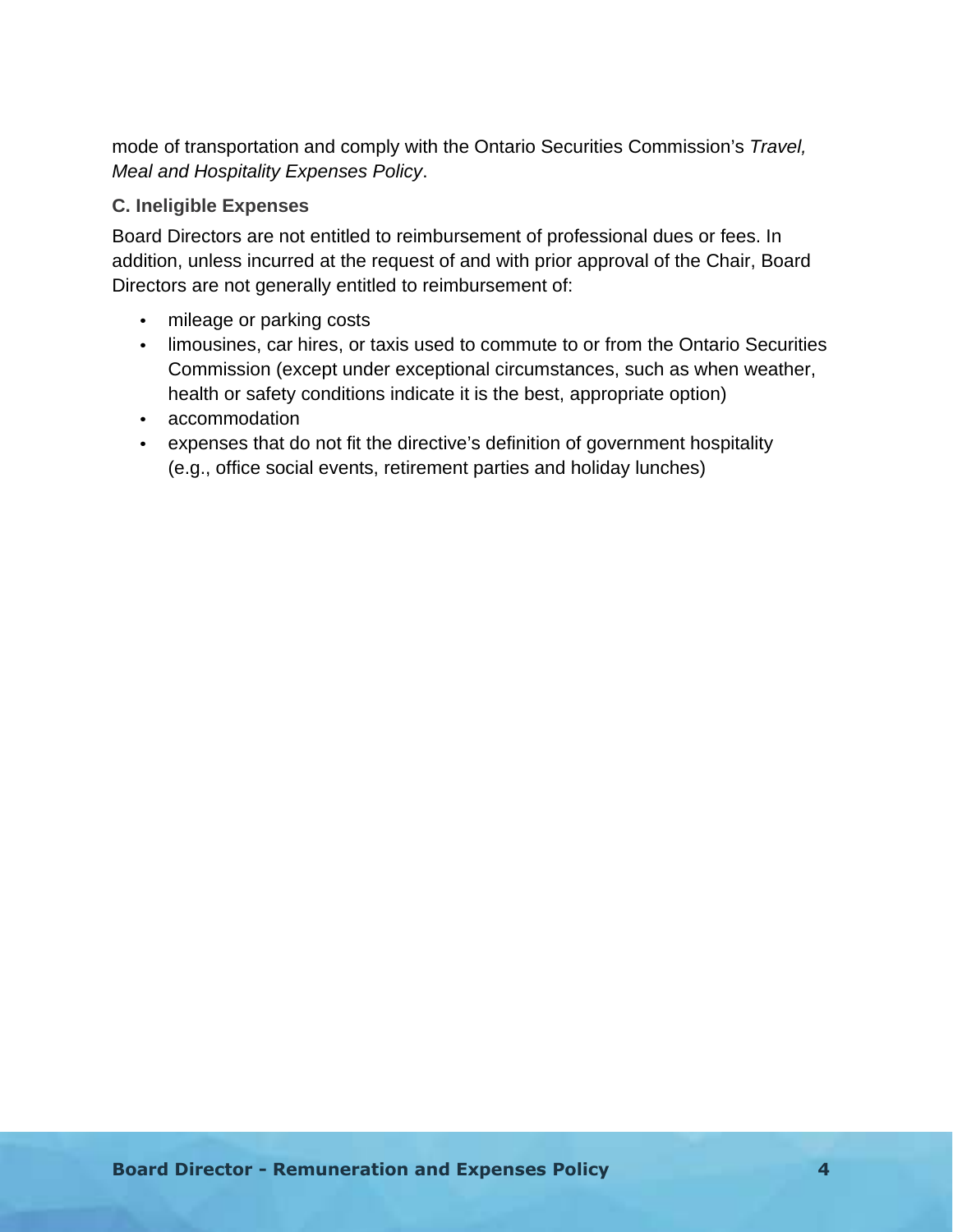mode of transportation and comply with the Ontario Securities Commission's *Travel, Meal and Hospitality Expenses Policy*.

### C. Ineligible Expenses

Board Directors are not entitled to reimbursement of professional dues or fees. In addition, unless incurred at the request of and with prior approval of the Chair, Board Directors are not generally entitled to reimbursement of:

- mileage or parking costs
- limousines, car hires, or taxis used to commute to or from the Ontario Securities Commission (except under exceptional circumstances, such as when weather, health or safety conditions indicate it is the best, appropriate option)
- accommodation
- expenses that do not fit the directive's definition of government hospitality (e.g., office social events, retirement parties and holiday lunches)